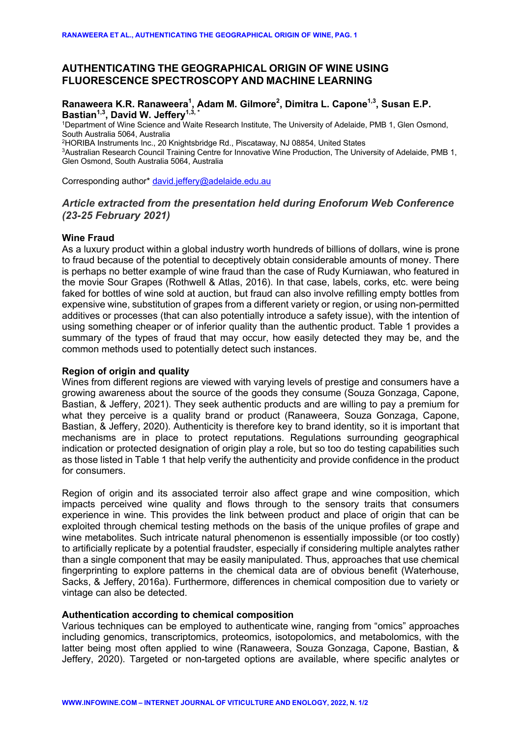# AUTHENTICATING THE GEOGRAPHICAL ORIGIN OF WINE USING FLUORESCENCE SPECTROSCOPY AND MACHINE LEARNING

**Ranaweera K.R. Ranaweera[1], Adam M. Gilmore[2], Dimitra L. Capone[1,3], Susan E.P. Bastian[1,3], David W. Jeffery[1,3, *]**

[1]Department of Wine Science and Waite Research Institute, The University of Adelaide, PMB 1, Glen Osmond, South Australia 5064, Australia

[2]HORIBA Instruments Inc., 20 Knightsbridge Rd., Piscataway, NJ 08854, United States

[3]Australian Research Council Training Centre for Innovative Wine Production, The University of Adelaide, PMB 1, Glen Osmond, South Australia 5064, Australia

Corresponding author* david.jeffery@adelaide.edu.au

## *Article extracted from the presentation held during Enoforum Web Conference (23-25 February 2021)*

### Wine Fraud

As a luxury product within a global industry worth hundreds of billions of dollars, wine is prone to fraud because of the potential to deceptively obtain considerable amounts of money. There is perhaps no better example of wine fraud than the case of Rudy Kurniawan, who featured in the movie Sour Grapes (Rothwell & Atlas, 2016). In that case, labels, corks, etc. were being faked for bottles of wine sold at auction, but fraud can also involve refilling empty bottles from expensive wine, substitution of grapes from a different variety or region, or using non-permitted additives or processes (that can also potentially introduce a safety issue), with the intention of using something cheaper or of inferior quality than the authentic product. Table 1 provides a summary of the types of fraud that may occur, how easily detected they may be, and the common methods used to potentially detect such instances.

### Region of origin and quality

Wines from different regions are viewed with varying levels of prestige and consumers have a growing awareness about the source of the goods they consume (Souza Gonzaga, Capone, Bastian, & Jeffery, 2021). They seek authentic products and are willing to pay a premium for what they perceive is a quality brand or product (Ranaweera, Souza Gonzaga, Capone, Bastian, & Jeffery, 2020). Authenticity is therefore key to brand identity, so it is important that mechanisms are in place to protect reputations. Regulations surrounding geographical indication or protected designation of origin play a role, but so too do testing capabilities such as those listed in Table 1 that help verify the authenticity and provide confidence in the product for consumers.

Region of origin and its associated terroir also affect grape and wine composition, which impacts perceived wine quality and flows through to the sensory traits that consumers experience in wine. This provides the link between product and place of origin that can be exploited through chemical testing methods on the basis of the unique profiles of grape and wine metabolites. Such intricate natural phenomenon is essentially impossible (or too costly) to artificially replicate by a potential fraudster, especially if considering multiple analytes rather than a single component that may be easily manipulated. Thus, approaches that use chemical fingerprinting to explore patterns in the chemical data are of obvious benefit (Waterhouse, Sacks, & Jeffery, 2016a). Furthermore, differences in chemical composition due to variety or vintage can also be detected.

### Authentication according to chemical composition

Various techniques can be employed to authenticate wine, ranging from "omics" approaches including genomics, transcriptomics, proteomics, isotopolomics, and metabolomics, with the latter being most often applied to wine (Ranaweera, Souza Gonzaga, Capone, Bastian, & Jeffery, 2020). Targeted or non-targeted options are available, where specific analytes or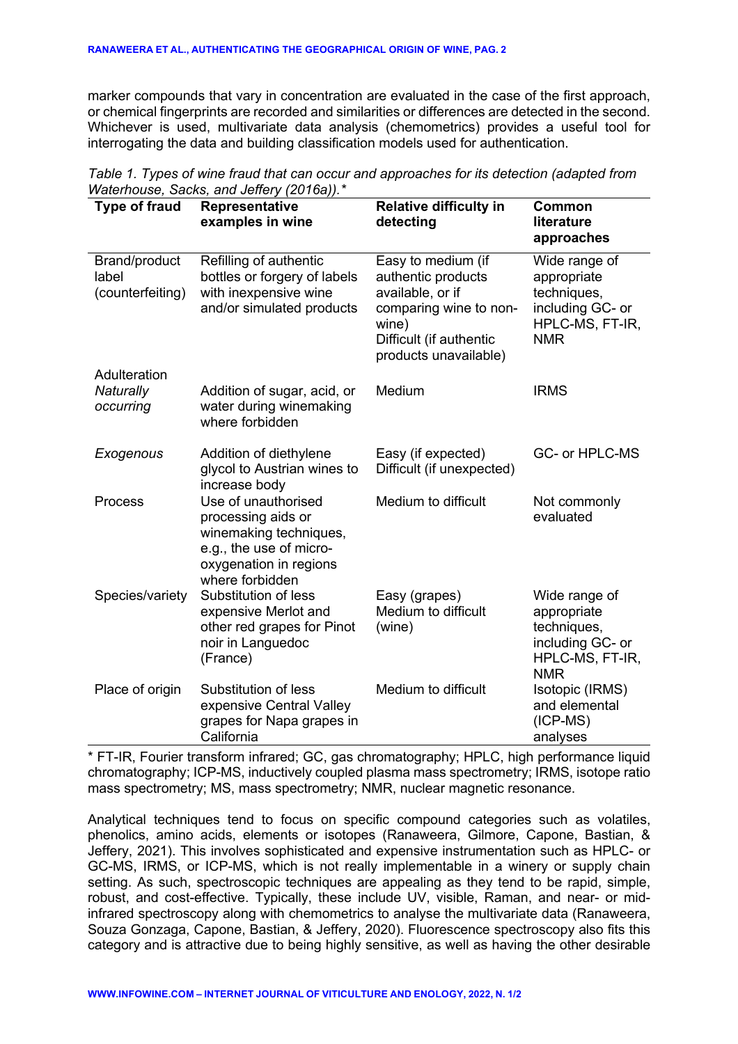marker compounds that vary in concentration are evaluated in the case of the first approach, or chemical fingerprints are recorded and similarities or differences are detected in the second. Whichever is used, multivariate data analysis (chemometrics) provides a useful tool for interrogating the data and building classification models used for authentication.

*Table 1. Types of wine fraud that can occur and approaches for its detection (adapted from Waterhouse, Sacks, and Jeffery (2016a)).**

| Type of fraud | Representative examples in wine | Relative difficulty in detecting | Common literature approaches |
|---|---|---|---|
| Brand/product label (counterfeiting) | Refilling of authentic bottles or forgery of labels with inexpensive wine and/or simulated products | Easy to medium (if authentic products available, or if comparing wine to non-wine)<br>Difficult (if authentic products unavailable) | Wide range of appropriate techniques, including GC- or HPLC-MS, FT-IR, NMR |
| Adulteration<br>*Naturally occurring* | Addition of sugar, acid, or water during winemaking where forbidden | Medium | IRMS |
| *Exogenous* | Addition of diethylene glycol to Austrian wines to increase body | Easy (if expected)<br>Difficult (if unexpected) | GC- or HPLC-MS |
| Process | Use of unauthorised processing aids or winemaking techniques, e.g., the use of micro-oxygenation in regions where forbidden | Medium to difficult | Not commonly evaluated |
| Species/variety | Substitution of less expensive Merlot and other red grapes for Pinot noir in Languedoc (France) | Easy (grapes)<br>Medium to difficult (wine) | Wide range of appropriate techniques, including GC- or HPLC-MS, FT-IR, NMR |
| Place of origin | Substitution of less expensive Central Valley grapes for Napa grapes in California | Medium to difficult | Isotopic (IRMS) and elemental (ICP-MS) analyses |

\* FT-IR, Fourier transform infrared; GC, gas chromatography; HPLC, high performance liquid chromatography; ICP-MS, inductively coupled plasma mass spectrometry; IRMS, isotope ratio mass spectrometry; MS, mass spectrometry; NMR, nuclear magnetic resonance.

Analytical techniques tend to focus on specific compound categories such as volatiles, phenolics, amino acids, elements or isotopes (Ranaweera, Gilmore, Capone, Bastian, & Jeffery, 2021). This involves sophisticated and expensive instrumentation such as HPLC- or GC-MS, IRMS, or ICP-MS, which is not really implementable in a winery or supply chain setting. As such, spectroscopic techniques are appealing as they tend to be rapid, simple, robust, and cost-effective. Typically, these include UV, visible, Raman, and near- or mid-infrared spectroscopy along with chemometrics to analyse the multivariate data (Ranaweera, Souza Gonzaga, Capone, Bastian, & Jeffery, 2020). Fluorescence spectroscopy also fits this category and is attractive due to being highly sensitive, as well as having the other desirable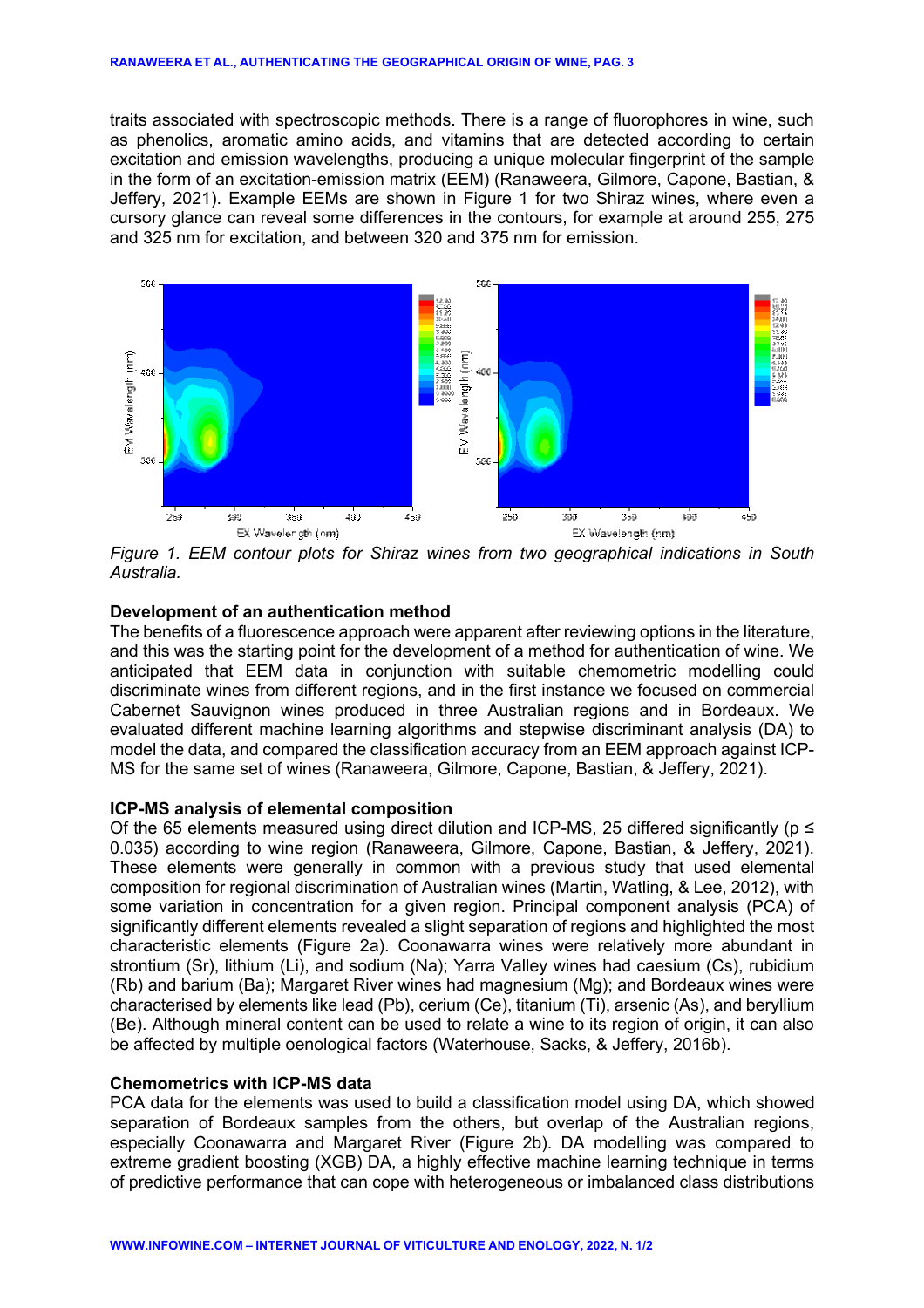traits associated with spectroscopic methods. There is a range of fluorophores in wine, such as phenolics, aromatic amino acids, and vitamins that are detected according to certain excitation and emission wavelengths, producing a unique molecular fingerprint of the sample in the form of an excitation-emission matrix (EEM) (Ranaweera, Gilmore, Capone, Bastian, & Jeffery, 2021). Example EEMs are shown in Figure 1 for two Shiraz wines, where even a cursory glance can reveal some differences in the contours, for example at around 255, 275 and 325 nm for excitation, and between 320 and 375 nm for emission.

*Figure 1. EEM contour plots for Shiraz wines from two geographical indications in South Australia.*

**Development of an authentication method**

The benefits of a fluorescence approach were apparent after reviewing options in the literature, and this was the starting point for the development of a method for authentication of wine. We anticipated that EEM data in conjunction with suitable chemometric modelling could discriminate wines from different regions, and in the first instance we focused on commercial Cabernet Sauvignon wines produced in three Australian regions and in Bordeaux. We evaluated different machine learning algorithms and stepwise discriminant analysis (DA) to model the data, and compared the classification accuracy from an EEM approach against ICP-MS for the same set of wines (Ranaweera, Gilmore, Capone, Bastian, & Jeffery, 2021).

**ICP-MS analysis of elemental composition**

Of the 65 elements measured using direct dilution and ICP-MS, 25 differed significantly ($p \leq 0.035$) according to wine region (Ranaweera, Gilmore, Capone, Bastian, & Jeffery, 2021). These elements were generally in common with a previous study that used elemental composition for regional discrimination of Australian wines (Martin, Watling, & Lee, 2012), with some variation in concentration for a given region. Principal component analysis (PCA) of significantly different elements revealed a slight separation of regions and highlighted the most characteristic elements (Figure 2a). Coonawarra wines were relatively more abundant in strontium (Sr), lithium (Li), and sodium (Na); Yarra Valley wines had caesium (Cs), rubidium (Rb) and barium (Ba); Margaret River wines had magnesium (Mg); and Bordeaux wines were characterised by elements like lead (Pb), cerium (Ce), titanium (Ti), arsenic (As), and beryllium (Be). Although mineral content can be used to relate a wine to its region of origin, it can also be affected by multiple oenological factors (Waterhouse, Sacks, & Jeffery, 2016b).

**Chemometrics with ICP-MS data**

PCA data for the elements was used to build a classification model using DA, which showed separation of Bordeaux samples from the others, but overlap of the Australian regions, especially Coonawarra and Margaret River (Figure 2b). DA modelling was compared to extreme gradient boosting (XGB) DA, a highly effective machine learning technique in terms of predictive performance that can cope with heterogeneous or imbalanced class distributions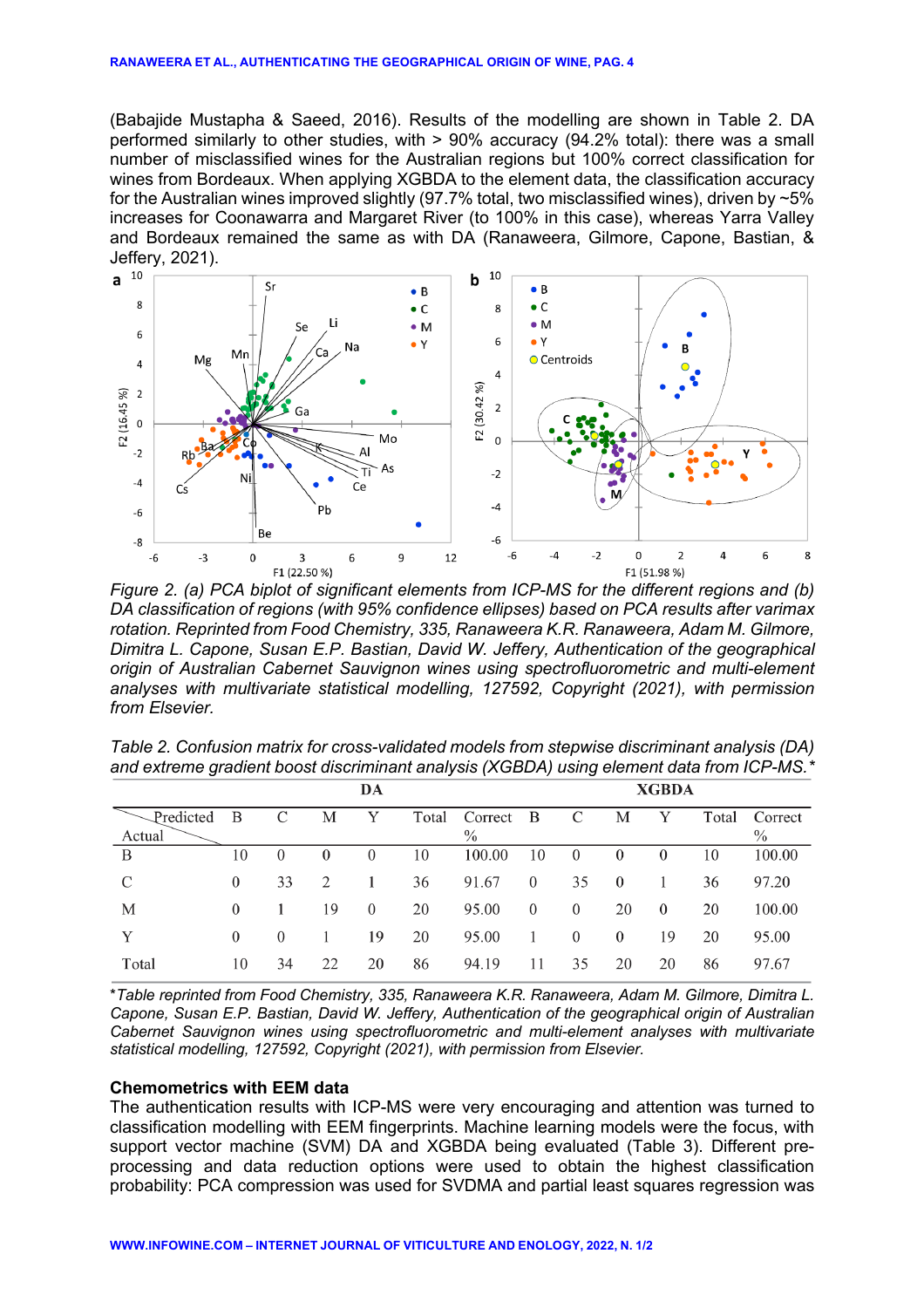(Babajide Mustapha & Saeed, 2016). Results of the modelling are shown in Table 2. DA performed similarly to other studies, with > 90% accuracy (94.2% total): there was a small number of misclassified wines for the Australian regions but 100% correct classification for wines from Bordeaux. When applying XGBDA to the element data, the classification accuracy for the Australian wines improved slightly (97.7% total, two misclassified wines), driven by ~5% increases for Coonawarra and Margaret River (to 100% in this case), whereas Yarra Valley and Bordeaux remained the same as with DA (Ranaweera, Gilmore, Capone, Bastian, & Jeffery, 2021).

*Figure 2. (a) PCA biplot of significant elements from ICP-MS for the different regions and (b) DA classification of regions (with 95% confidence ellipses) based on PCA results after varimax rotation. Reprinted from Food Chemistry, 335, Ranaweera K.R. Ranaweera, Adam M. Gilmore, Dimitra L. Capone, Susan E.P. Bastian, David W. Jeffery, Authentication of the geographical origin of Australian Cabernet Sauvignon wines using spectrofluorometric and multi-element analyses with multivariate statistical modelling, 127592, Copyright (2021), with permission from Elsevier.*

*Table 2. Confusion matrix for cross-validated models from stepwise discriminant analysis (DA) and extreme gradient boost discriminant analysis (XGBDA) using element data from ICP-MS.**

| | DA | | | | | | XGBDA | | | | | |
|---|---|---|---|---|---|---|---|---|---|---|---|---|
| Actual \ Predicted | B | C | M | Y | Total | Correct % | B | C | M | Y | Total | Correct % |
| B | 10 | 0 | 0 | 0 | 10 | 100.00 | 10 | 0 | 0 | 0 | 10 | 100.00 |
| C | 0 | 33 | 2 | 1 | 36 | 91.67 | 0 | 35 | 0 | 1 | 36 | 97.20 |
| M | 0 | 1 | 19 | 0 | 20 | 95.00 | 0 | 0 | 20 | 0 | 20 | 100.00 |
| Y | 0 | 0 | 1 | 19 | 20 | 95.00 | 1 | 0 | 0 | 19 | 20 | 95.00 |
| Total | 10 | 34 | 22 | 20 | 86 | 94.19 | 11 | 35 | 20 | 20 | 86 | 97.67 |

**Table reprinted from Food Chemistry, 335, Ranaweera K.R. Ranaweera, Adam M. Gilmore, Dimitra L. Capone, Susan E.P. Bastian, David W. Jeffery, Authentication of the geographical origin of Australian Cabernet Sauvignon wines using spectrofluorometric and multi-element analyses with multivariate statistical modelling, 127592, Copyright (2021), with permission from Elsevier.*

### Chemometrics with EEM data

The authentication results with ICP-MS were very encouraging and attention was turned to classification modelling with EEM fingerprints. Machine learning models were the focus, with support vector machine (SVM) DA and XGBDA being evaluated (Table 3). Different pre-processing and data reduction options were used to obtain the highest classification probability: PCA compression was used for SVDMA and partial least squares regression was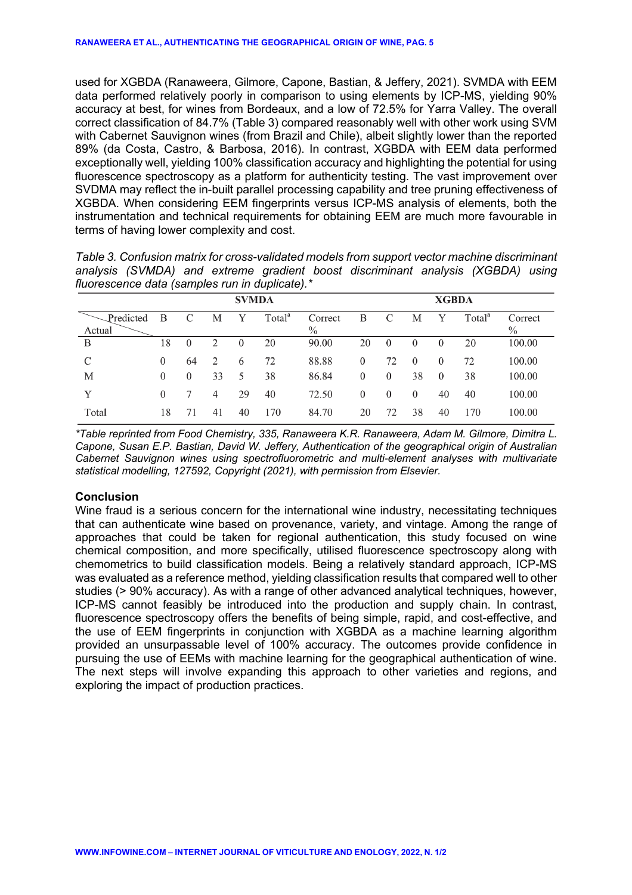used for XGBDA (Ranaweera, Gilmore, Capone, Bastian, & Jeffery, 2021). SVMDA with EEM data performed relatively poorly in comparison to using elements by ICP-MS, yielding 90% accuracy at best, for wines from Bordeaux, and a low of 72.5% for Yarra Valley. The overall correct classification of 84.7% (Table 3) compared reasonably well with other work using SVM with Cabernet Sauvignon wines (from Brazil and Chile), albeit slightly lower than the reported 89% (da Costa, Castro, & Barbosa, 2016). In contrast, XGBDA with EEM data performed exceptionally well, yielding 100% classification accuracy and highlighting the potential for using fluorescence spectroscopy as a platform for authenticity testing. The vast improvement over SVDMA may reflect the in-built parallel processing capability and tree pruning effectiveness of XGBDA. When considering EEM fingerprints versus ICP-MS analysis of elements, both the instrumentation and technical requirements for obtaining EEM are much more favourable in terms of having lower complexity and cost.

*Table 3. Confusion matrix for cross-validated models from support vector machine discriminant analysis (SVMDA) and extreme gradient boost discriminant analysis (XGBDA) using fluorescence data (samples run in duplicate).\**

| | SVMDA | | | | | | XGBDA | | | | | |
|---|---|---|---|---|---|---|---|---|---|---|---|---|
| Actual \ Predicted | B | C | M | Y | Total[a] | Correct % | B | C | M | Y | Total[a] | Correct % |
| B | 18 | 0 | 2 | 0 | 20 | 90.00 | 20 | 0 | 0 | 0 | 20 | 100.00 |
| C | 0 | 64 | 2 | 6 | 72 | 88.88 | 0 | 72 | 0 | 0 | 72 | 100.00 |
| M | 0 | 0 | 33 | 5 | 38 | 86.84 | 0 | 0 | 38 | 0 | 38 | 100.00 |
| Y | 0 | 7 | 4 | 29 | 40 | 72.50 | 0 | 0 | 0 | 40 | 40 | 100.00 |
| Total | 18 | 71 | 41 | 40 | 170 | 84.70 | 20 | 72 | 38 | 40 | 170 | 100.00 |

*\*Table reprinted from Food Chemistry, 335, Ranaweera K.R. Ranaweera, Adam M. Gilmore, Dimitra L. Capone, Susan E.P. Bastian, David W. Jeffery, Authentication of the geographical origin of Australian Cabernet Sauvignon wines using spectrofluorometric and multi-element analyses with multivariate statistical modelling, 127592, Copyright (2021), with permission from Elsevier.*

## Conclusion

Wine fraud is a serious concern for the international wine industry, necessitating techniques that can authenticate wine based on provenance, variety, and vintage. Among the range of approaches that could be taken for regional authentication, this study focused on wine chemical composition, and more specifically, utilised fluorescence spectroscopy along with chemometrics to build classification models. Being a relatively standard approach, ICP-MS was evaluated as a reference method, yielding classification results that compared well to other studies (> 90% accuracy). As with a range of other advanced analytical techniques, however, ICP-MS cannot feasibly be introduced into the production and supply chain. In contrast, fluorescence spectroscopy offers the benefits of being simple, rapid, and cost-effective, and the use of EEM fingerprints in conjunction with XGBDA as a machine learning algorithm provided an unsurpassable level of 100% accuracy. The outcomes provide confidence in pursuing the use of EEMs with machine learning for the geographical authentication of wine. The next steps will involve expanding this approach to other varieties and regions, and exploring the impact of production practices.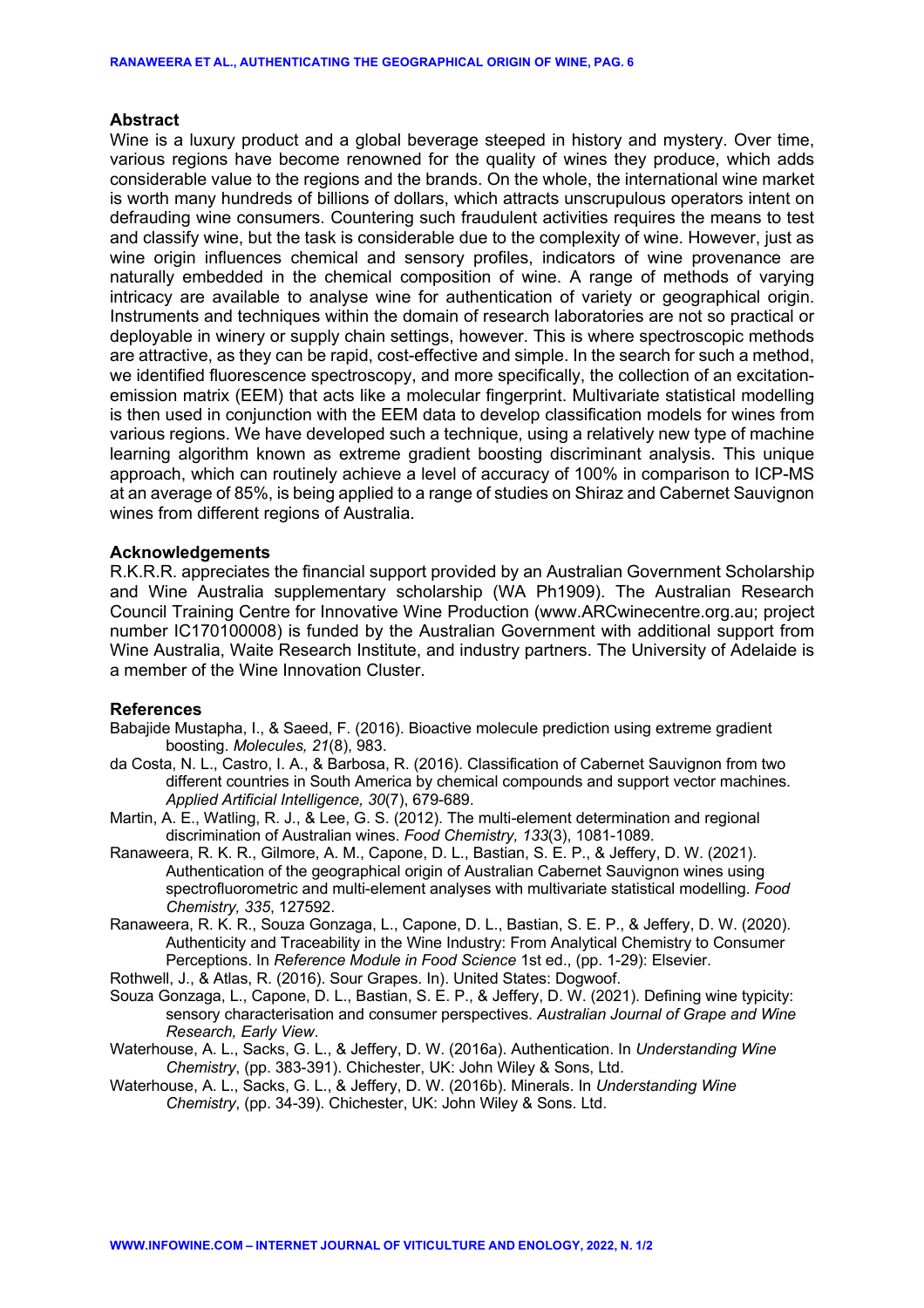## Abstract

Wine is a luxury product and a global beverage steeped in history and mystery. Over time, various regions have become renowned for the quality of wines they produce, which adds considerable value to the regions and the brands. On the whole, the international wine market is worth many hundreds of billions of dollars, which attracts unscrupulous operators intent on defrauding wine consumers. Countering such fraudulent activities requires the means to test and classify wine, but the task is considerable due to the complexity of wine. However, just as wine origin influences chemical and sensory profiles, indicators of wine provenance are naturally embedded in the chemical composition of wine. A range of methods of varying intricacy are available to analyse wine for authentication of variety or geographical origin. Instruments and techniques within the domain of research laboratories are not so practical or deployable in winery or supply chain settings, however. This is where spectroscopic methods are attractive, as they can be rapid, cost-effective and simple. In the search for such a method, we identified fluorescence spectroscopy, and more specifically, the collection of an excitation-emission matrix (EEM) that acts like a molecular fingerprint. Multivariate statistical modelling is then used in conjunction with the EEM data to develop classification models for wines from various regions. We have developed such a technique, using a relatively new type of machine learning algorithm known as extreme gradient boosting discriminant analysis. This unique approach, which can routinely achieve a level of accuracy of 100% in comparison to ICP-MS at an average of 85%, is being applied to a range of studies on Shiraz and Cabernet Sauvignon wines from different regions of Australia.

## Acknowledgements

R.K.R.R. appreciates the financial support provided by an Australian Government Scholarship and Wine Australia supplementary scholarship (WA Ph1909). The Australian Research Council Training Centre for Innovative Wine Production (www.ARCwinecentre.org.au; project number IC170100008) is funded by the Australian Government with additional support from Wine Australia, Waite Research Institute, and industry partners. The University of Adelaide is a member of the Wine Innovation Cluster.

## References

Babajide Mustapha, I., & Saeed, F. (2016). Bioactive molecule prediction using extreme gradient boosting. *Molecules, 21*(8), 983.

da Costa, N. L., Castro, I. A., & Barbosa, R. (2016). Classification of Cabernet Sauvignon from two different countries in South America by chemical compounds and support vector machines. *Applied Artificial Intelligence, 30*(7), 679-689.

Martin, A. E., Watling, R. J., & Lee, G. S. (2012). The multi-element determination and regional discrimination of Australian wines. *Food Chemistry, 133*(3), 1081-1089.

Ranaweera, R. K. R., Gilmore, A. M., Capone, D. L., Bastian, S. E. P., & Jeffery, D. W. (2021). Authentication of the geographical origin of Australian Cabernet Sauvignon wines using spectrofluorometric and multi-element analyses with multivariate statistical modelling. *Food Chemistry, 335*, 127592.

Ranaweera, R. K. R., Souza Gonzaga, L., Capone, D. L., Bastian, S. E. P., & Jeffery, D. W. (2020). Authenticity and Traceability in the Wine Industry: From Analytical Chemistry to Consumer Perceptions. In *Reference Module in Food Science* 1st ed., (pp. 1-29): Elsevier.

Rothwell, J., & Atlas, R. (2016). Sour Grapes. In). United States: Dogwoof.

Souza Gonzaga, L., Capone, D. L., Bastian, S. E. P., & Jeffery, D. W. (2021). Defining wine typicity: sensory characterisation and consumer perspectives. *Australian Journal of Grape and Wine Research, Early View*.

Waterhouse, A. L., Sacks, G. L., & Jeffery, D. W. (2016a). Authentication. In *Understanding Wine Chemistry*, (pp. 383-391). Chichester, UK: John Wiley & Sons, Ltd.

Waterhouse, A. L., Sacks, G. L., & Jeffery, D. W. (2016b). Minerals. In *Understanding Wine Chemistry*, (pp. 34-39). Chichester, UK: John Wiley & Sons. Ltd.